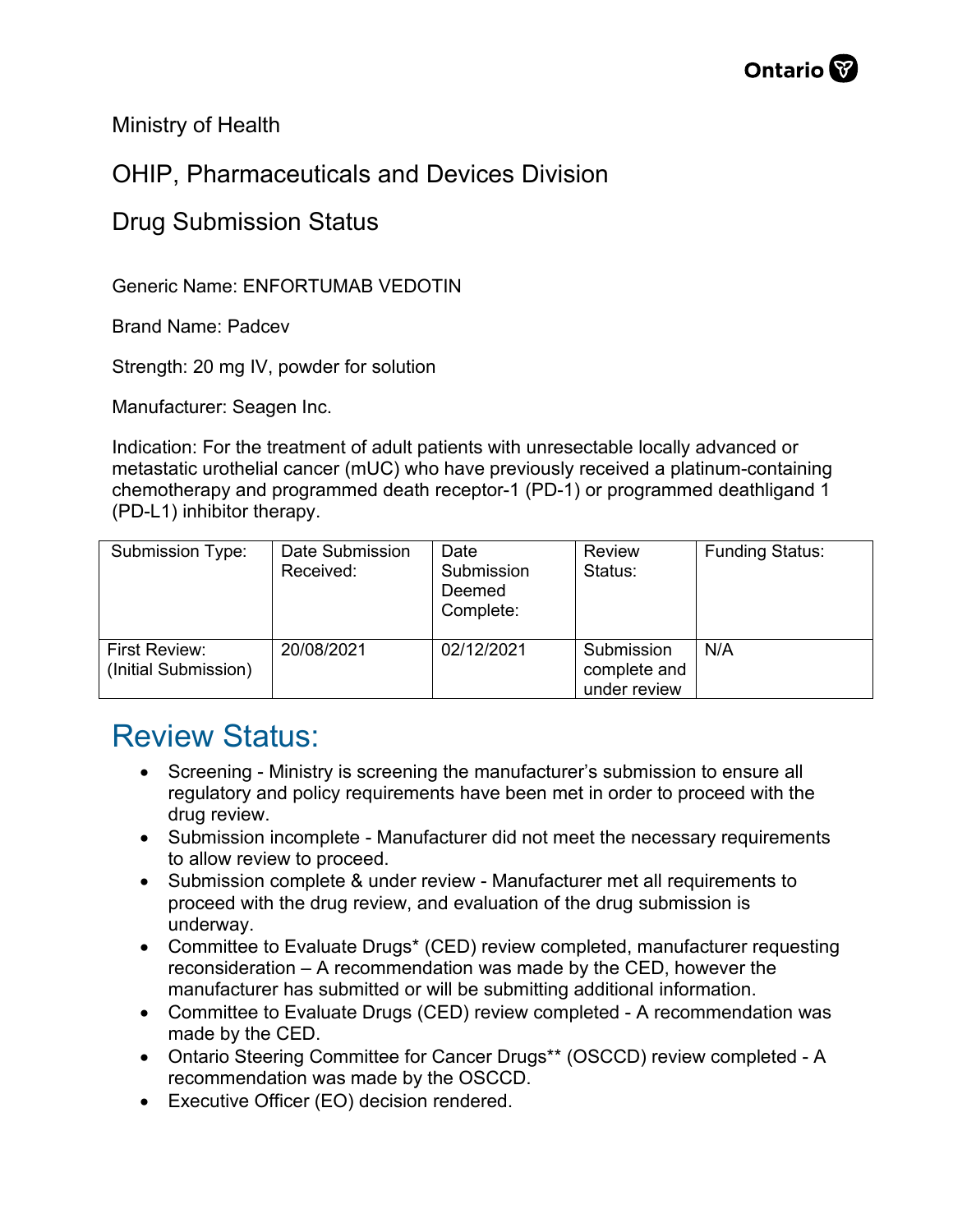Ministry of Health

OHIP, Pharmaceuticals and Devices Division

Drug Submission Status

Generic Name: ENFORTUMAB VEDOTIN

Brand Name: Padcev

Strength: 20 mg IV, powder for solution

Manufacturer: Seagen Inc.

Indication: For the treatment of adult patients with unresectable locally advanced or metastatic urothelial cancer (mUC) who have previously received a platinum-containing chemotherapy and programmed death receptor-1 (PD-1) or programmed deathligand 1 (PD-L1) inhibitor therapy.

| Submission Type: | Date Submission Received: | Date Submission Deemed Complete: | Review Status: | Funding Status: |
|---|---|---|---|---|
| First Review: (Initial Submission) | 20/08/2021 | 02/12/2021 | Submission complete and under review | N/A |

# Review Status:

- Screening - Ministry is screening the manufacturer's submission to ensure all regulatory and policy requirements have been met in order to proceed with the drug review.
- Submission incomplete - Manufacturer did not meet the necessary requirements to allow review to proceed.
- Submission complete & under review - Manufacturer met all requirements to proceed with the drug review, and evaluation of the drug submission is underway.
- Committee to Evaluate Drugs* (CED) review completed, manufacturer requesting reconsideration – A recommendation was made by the CED, however the manufacturer has submitted or will be submitting additional information.
- Committee to Evaluate Drugs (CED) review completed - A recommendation was made by the CED.
- Ontario Steering Committee for Cancer Drugs** (OSCCD) review completed - A recommendation was made by the OSCCD.
- Executive Officer (EO) decision rendered.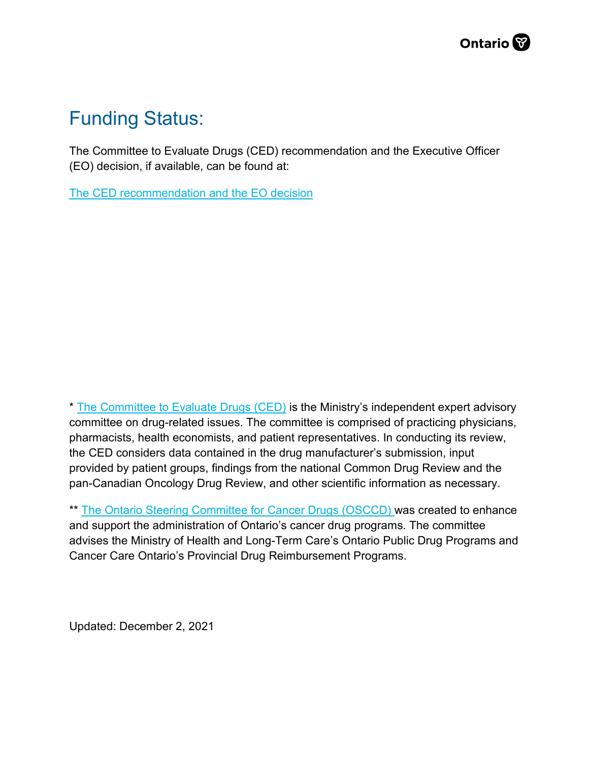## Funding Status:

The Committee to Evaluate Drugs (CED) recommendation and the Executive Officer (EO) decision, if available, can be found at:

The CED recommendation and the EO decision

* The Committee to Evaluate Drugs (CED) is the Ministry's independent expert advisory committee on drug-related issues. The committee is comprised of practicing physicians, pharmacists, health economists, and patient representatives. In conducting its review, the CED considers data contained in the drug manufacturer's submission, input provided by patient groups, findings from the national Common Drug Review and the pan-Canadian Oncology Drug Review, and other scientific information as necessary.

** The Ontario Steering Committee for Cancer Drugs (OSCCD) was created to enhance and support the administration of Ontario's cancer drug programs. The committee advises the Ministry of Health and Long-Term Care's Ontario Public Drug Programs and Cancer Care Ontario's Provincial Drug Reimbursement Programs.

Updated: December 2, 2021